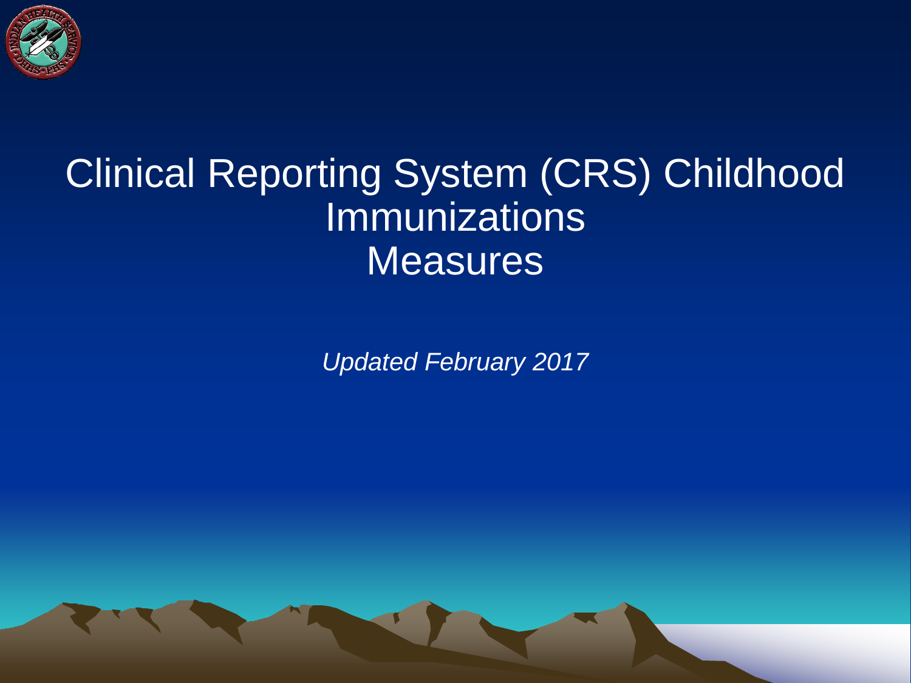# Clinical Reporting System (CRS) Childhood Immunizations Measures

*Updated February 2017*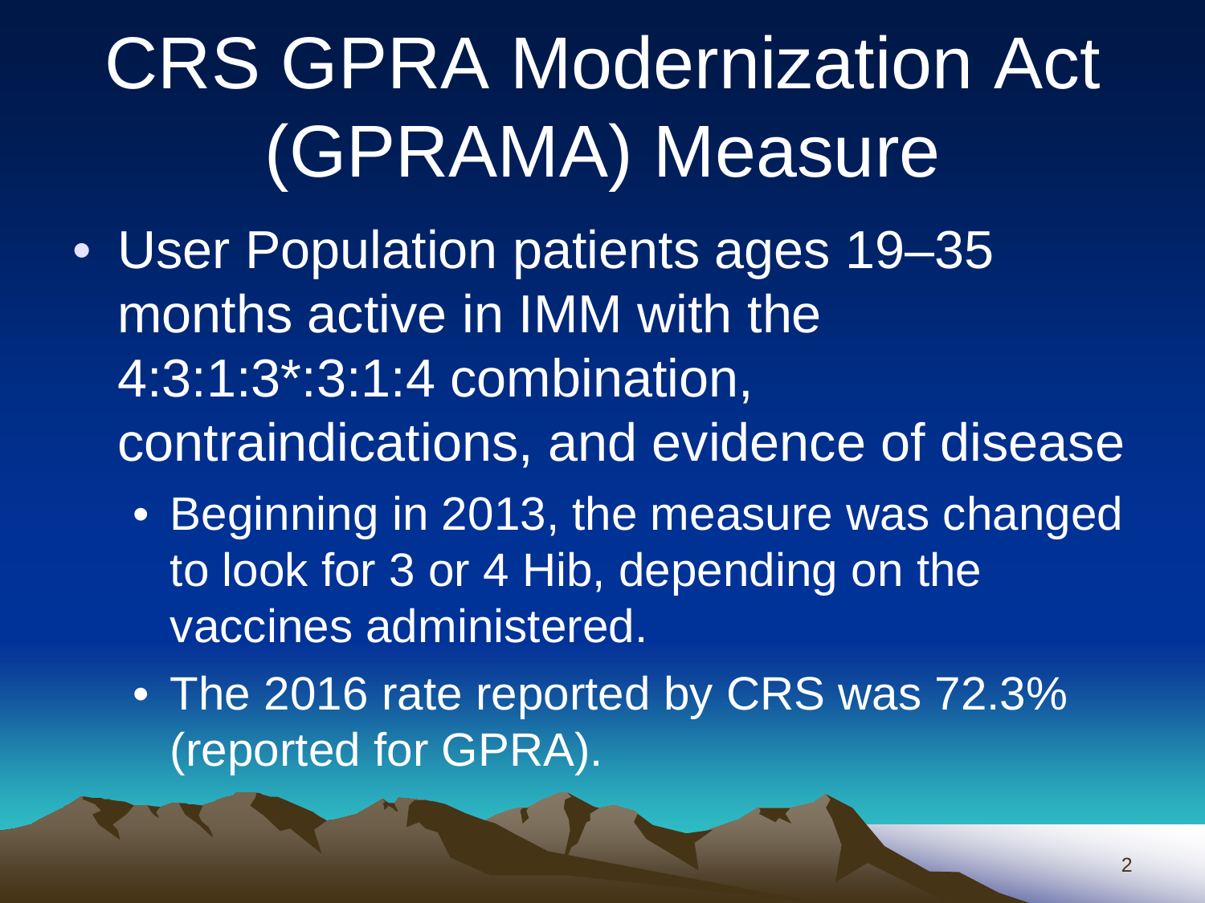# CRS GPRA Modernization Act (GPRAMA) Measure

- User Population patients ages 19–35 months active in IMM with the 4:3:1:3*:3:1:4 combination, contraindications, and evidence of disease
  - Beginning in 2013, the measure was changed to look for 3 or 4 Hib, depending on the vaccines administered.
  - The 2016 rate reported by CRS was 72.3% (reported for GPRA).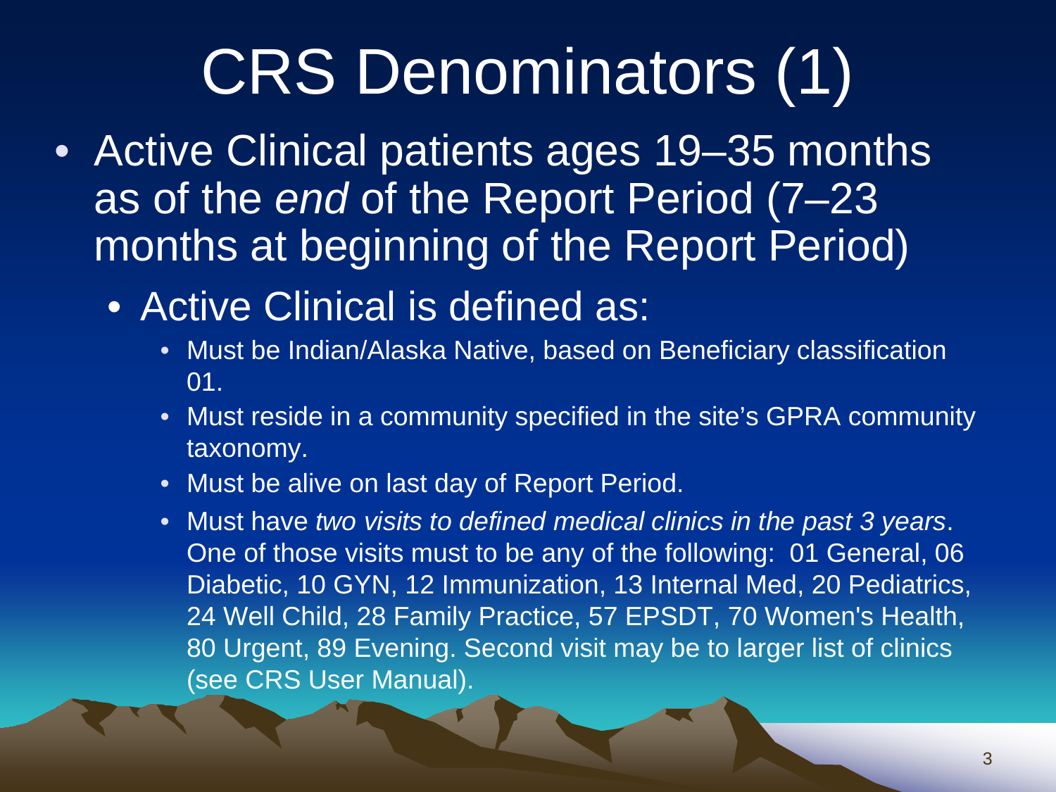# CRS Denominators (1)

- Active Clinical patients ages 19–35 months as of the *end* of the Report Period (7–23 months at beginning of the Report Period)
  - Active Clinical is defined as:
    - Must be Indian/Alaska Native, based on Beneficiary classification 01.
    - Must reside in a community specified in the site's GPRA community taxonomy.
    - Must be alive on last day of Report Period.
    - Must have *two visits to defined medical clinics in the past 3 years*. One of those visits must to be any of the following: 01 General, 06 Diabetic, 10 GYN, 12 Immunization, 13 Internal Med, 20 Pediatrics, 24 Well Child, 28 Family Practice, 57 EPSDT, 70 Women's Health, 80 Urgent, 89 Evening. Second visit may be to larger list of clinics (see CRS User Manual).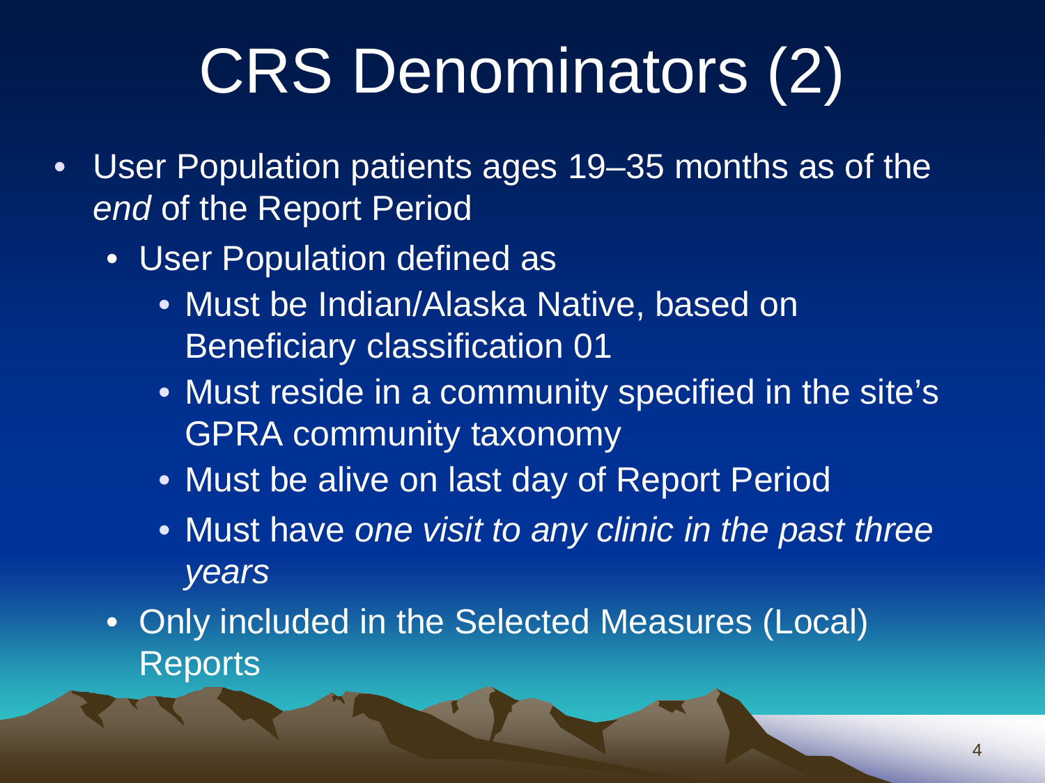# CRS Denominators (2)

- User Population patients ages 19–35 months as of the *end* of the Report Period
  - User Population defined as
    - Must be Indian/Alaska Native, based on Beneficiary classification 01
    - Must reside in a community specified in the site's GPRA community taxonomy
    - Must be alive on last day of Report Period
    - Must have *one visit to any clinic in the past three years*
  - Only included in the Selected Measures (Local) Reports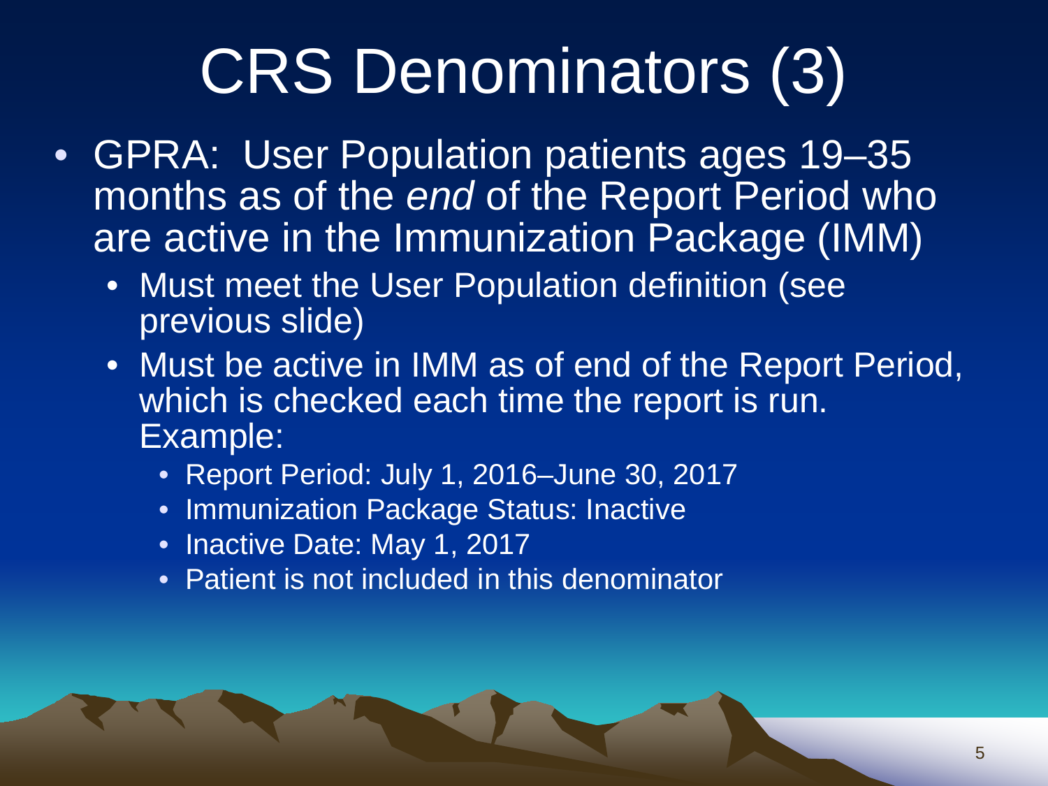# CRS Denominators (3)

- GPRA: User Population patients ages 19–35 months as of the *end* of the Report Period who are active in the Immunization Package (IMM)
  - Must meet the User Population definition (see previous slide)
  - Must be active in IMM as of end of the Report Period, which is checked each time the report is run. Example:
    - Report Period: July 1, 2016–June 30, 2017
    - Immunization Package Status: Inactive
    - Inactive Date: May 1, 2017
    - Patient is not included in this denominator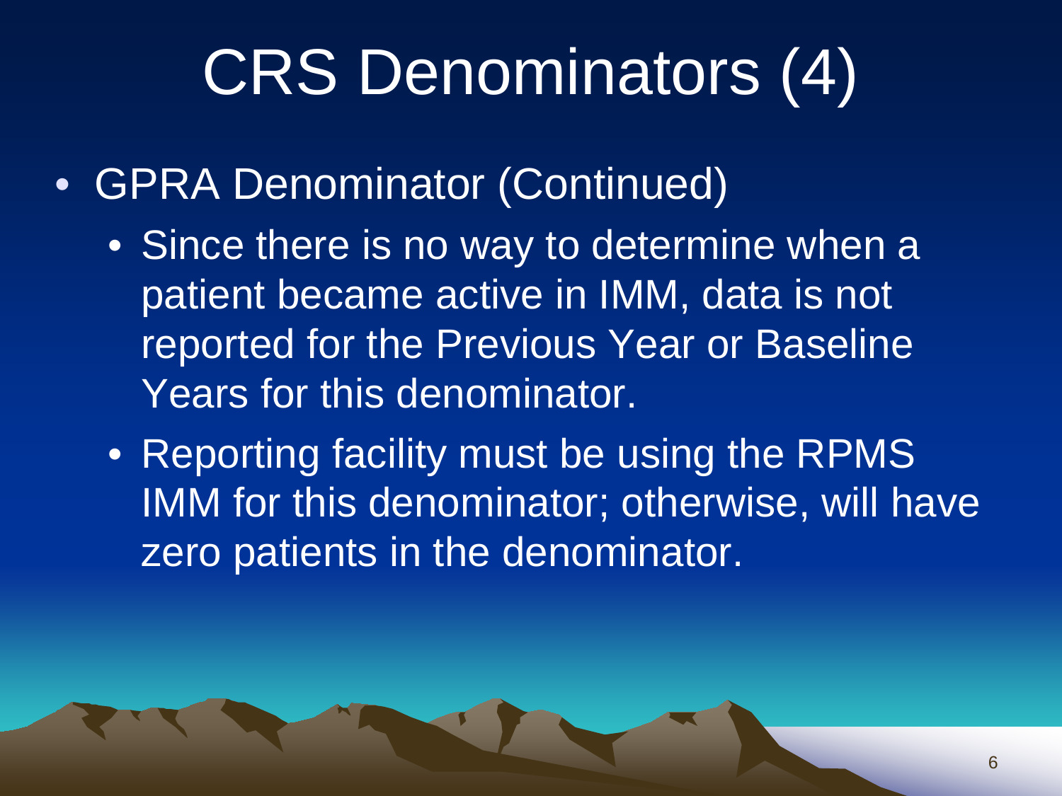# CRS Denominators (4)

- GPRA Denominator (Continued)
  - Since there is no way to determine when a patient became active in IMM, data is not reported for the Previous Year or Baseline Years for this denominator.
  - Reporting facility must be using the RPMS IMM for this denominator; otherwise, will have zero patients in the denominator.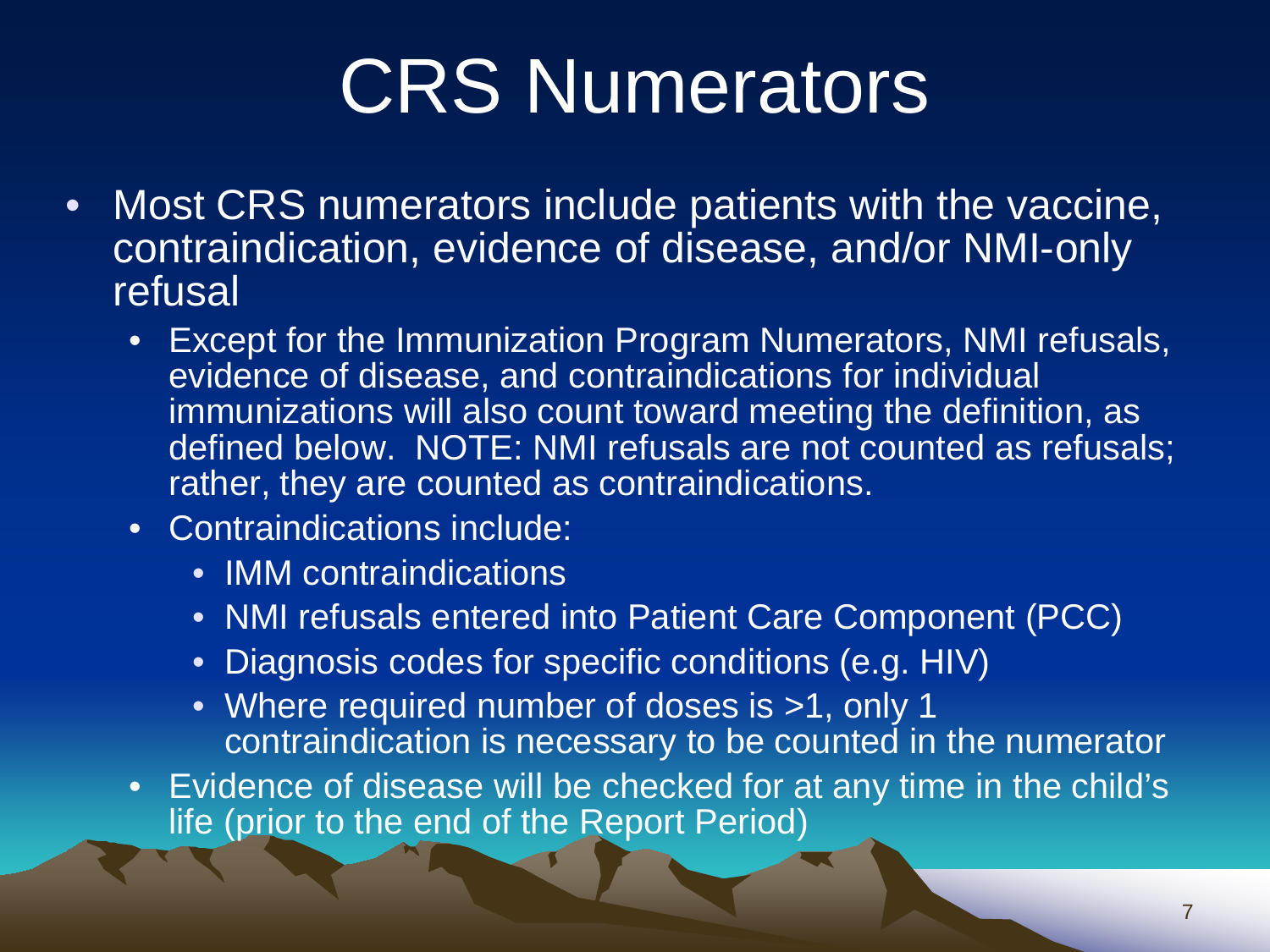# CRS Numerators

- Most CRS numerators include patients with the vaccine, contraindication, evidence of disease, and/or NMI-only refusal
  - Except for the Immunization Program Numerators, NMI refusals, evidence of disease, and contraindications for individual immunizations will also count toward meeting the definition, as defined below. NOTE: NMI refusals are not counted as refusals; rather, they are counted as contraindications.
  - Contraindications include:
    - IMM contraindications
    - NMI refusals entered into Patient Care Component (PCC)
    - Diagnosis codes for specific conditions (e.g. HIV)
    - Where required number of doses is >1, only 1 contraindication is necessary to be counted in the numerator
  - Evidence of disease will be checked for at any time in the child's life (prior to the end of the Report Period)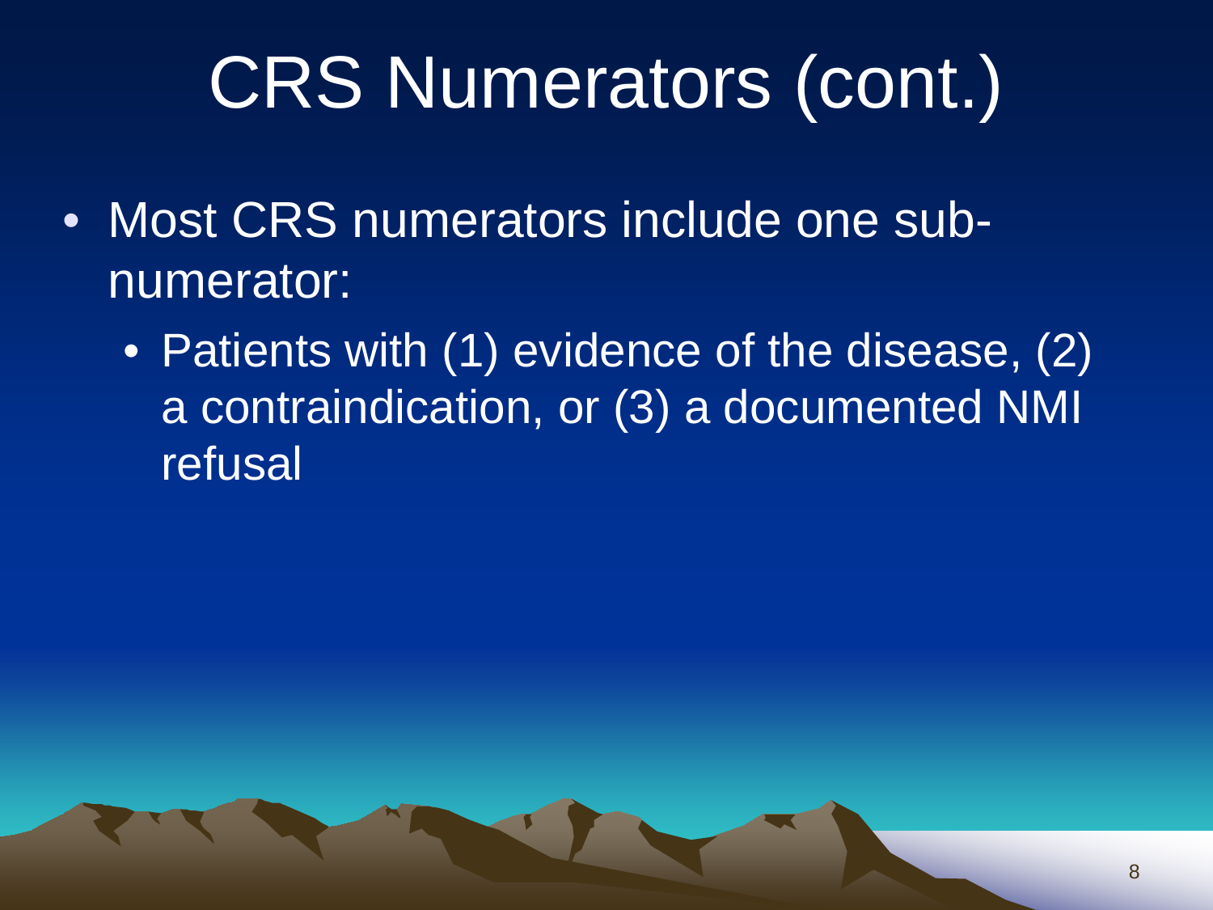# CRS Numerators (cont.)

- Most CRS numerators include one sub-numerator:
  - Patients with (1) evidence of the disease, (2) a contraindication, or (3) a documented NMI refusal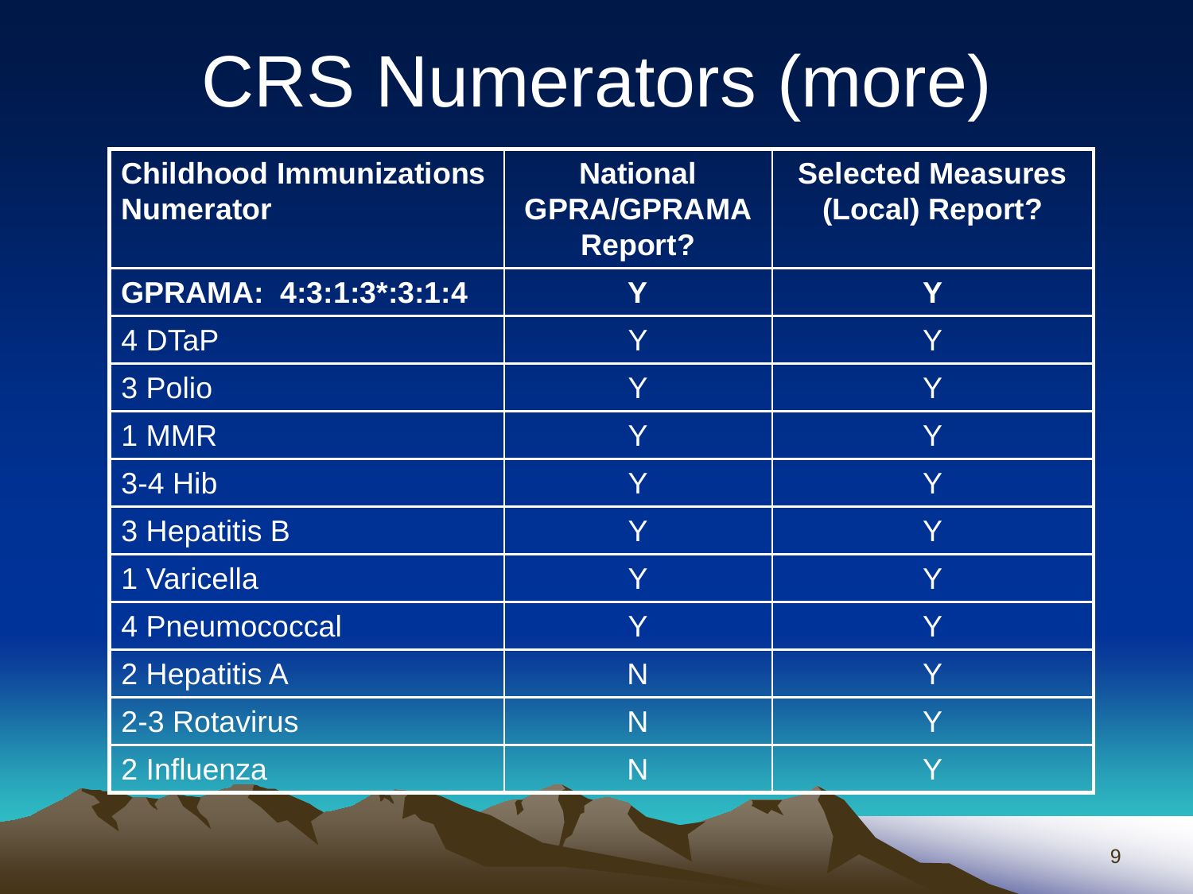# CRS Numerators (more)

| Childhood Immunizations Numerator | National GPRA/GPRAMA Report? | Selected Measures (Local) Report? |
|---|---|---|
| **GPRAMA: 4:3:1:3*:3:1:4** | **Y** | **Y** |
| 4 DTaP | Y | Y |
| 3 Polio | Y | Y |
| 1 MMR | Y | Y |
| 3-4 Hib | Y | Y |
| 3 Hepatitis B | Y | Y |
| 1 Varicella | Y | Y |
| 4 Pneumococcal | Y | Y |
| 2 Hepatitis A | N | Y |
| 2-3 Rotavirus | N | Y |
| 2 Influenza | N | Y |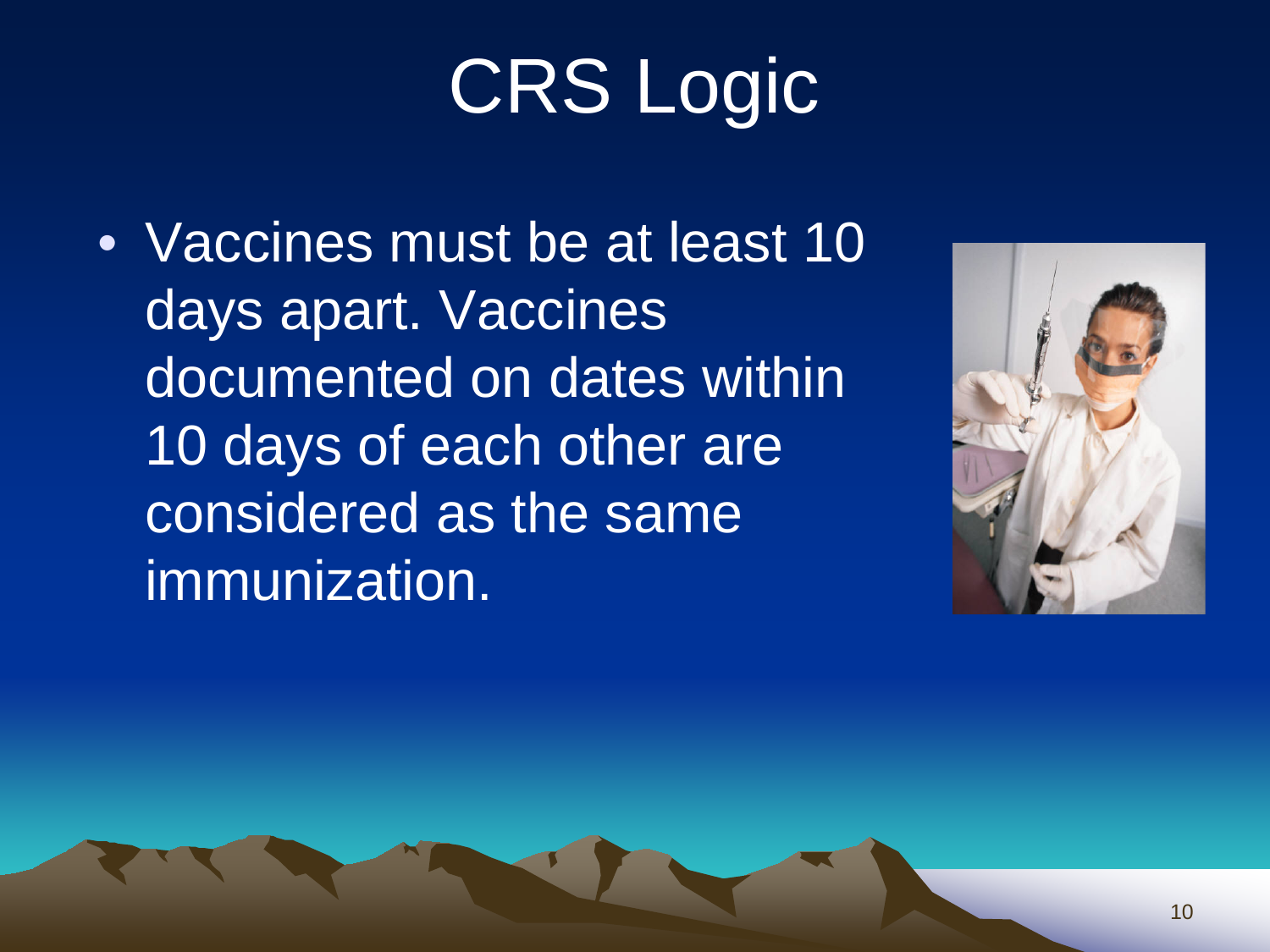# CRS Logic

- Vaccines must be at least 10 days apart. Vaccines documented on dates within 10 days of each other are considered as the same immunization.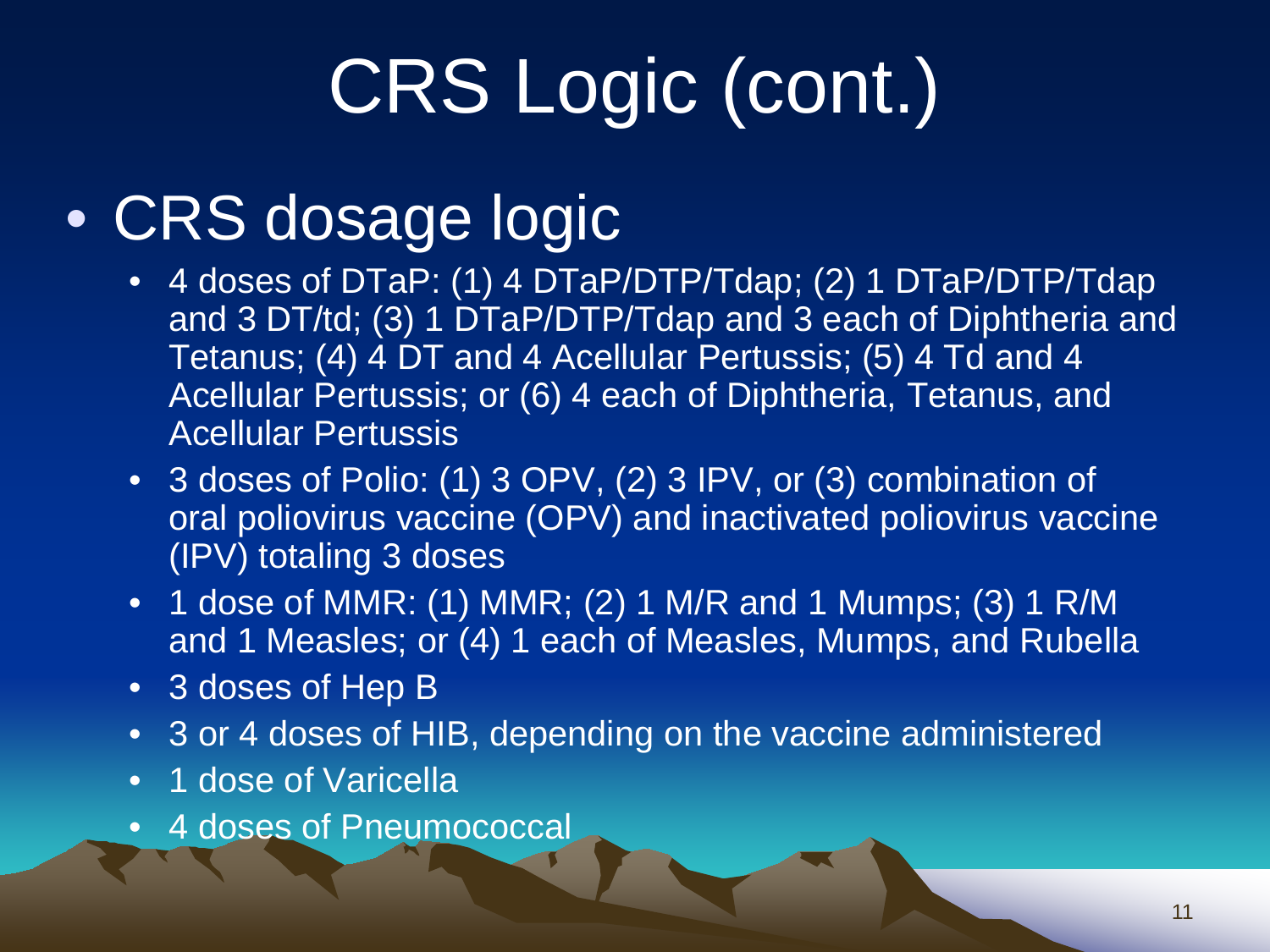# CRS Logic (cont.)

- CRS dosage logic
  - 4 doses of DTaP: (1) 4 DTaP/DTP/Tdap; (2) 1 DTaP/DTP/Tdap and 3 DT/td; (3) 1 DTaP/DTP/Tdap and 3 each of Diphtheria and Tetanus; (4) 4 DT and 4 Acellular Pertussis; (5) 4 Td and 4 Acellular Pertussis; or (6) 4 each of Diphtheria, Tetanus, and Acellular Pertussis
  - 3 doses of Polio: (1) 3 OPV, (2) 3 IPV, or (3) combination of oral poliovirus vaccine (OPV) and inactivated poliovirus vaccine (IPV) totaling 3 doses
  - 1 dose of MMR: (1) MMR; (2) 1 M/R and 1 Mumps; (3) 1 R/M and 1 Measles; or (4) 1 each of Measles, Mumps, and Rubella
  - 3 doses of Hep B
  - 3 or 4 doses of HIB, depending on the vaccine administered
  - 1 dose of Varicella
  - 4 doses of Pneumococcal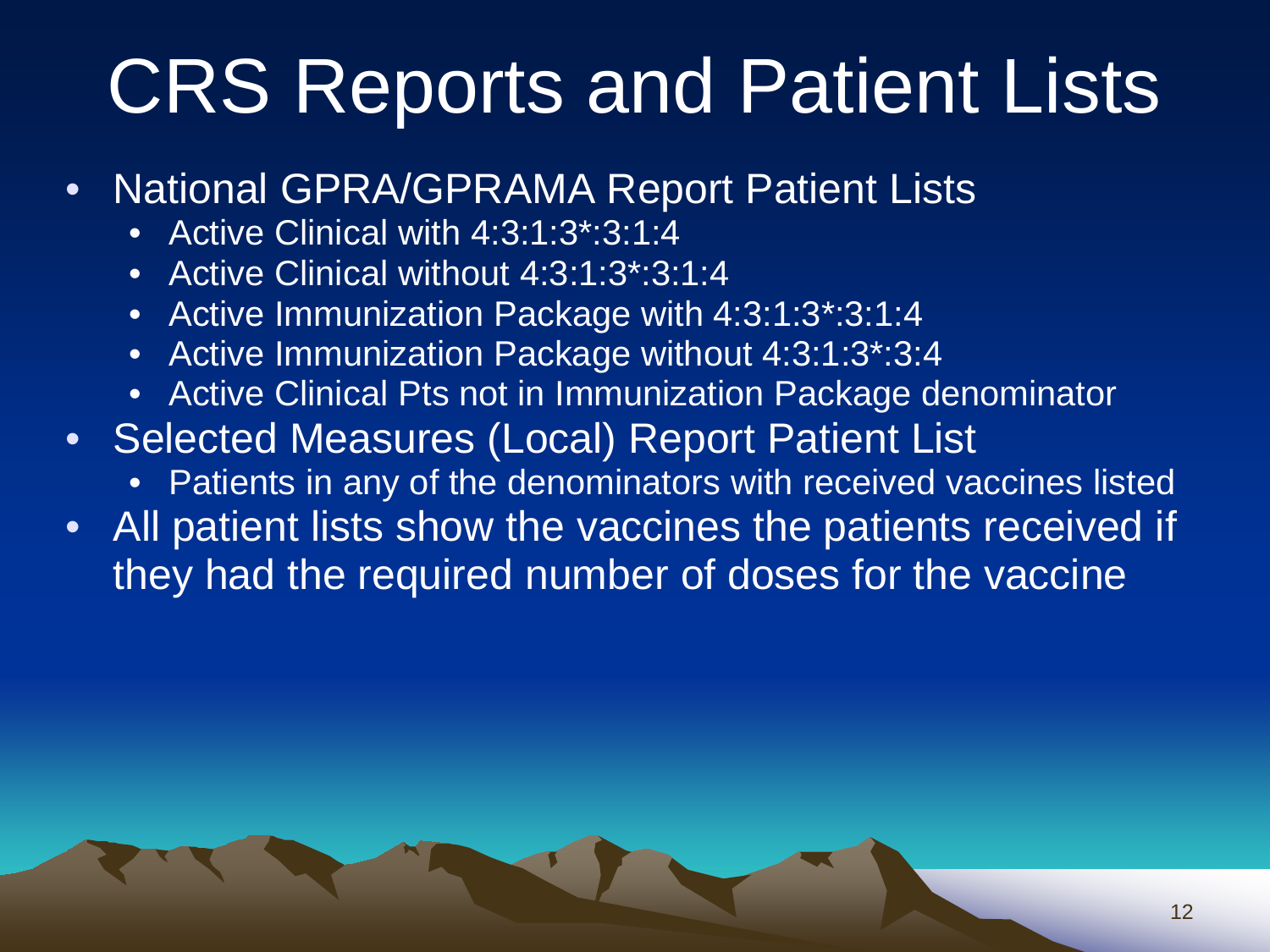# CRS Reports and Patient Lists

- National GPRA/GPRAMA Report Patient Lists
  - Active Clinical with 4:3:1:3*:3:1:4
  - Active Clinical without 4:3:1:3*:3:1:4
  - Active Immunization Package with 4:3:1:3*:3:1:4
  - Active Immunization Package without 4:3:1:3*:3:4
  - Active Clinical Pts not in Immunization Package denominator
- Selected Measures (Local) Report Patient List
  - Patients in any of the denominators with received vaccines listed
- All patient lists show the vaccines the patients received if they had the required number of doses for the vaccine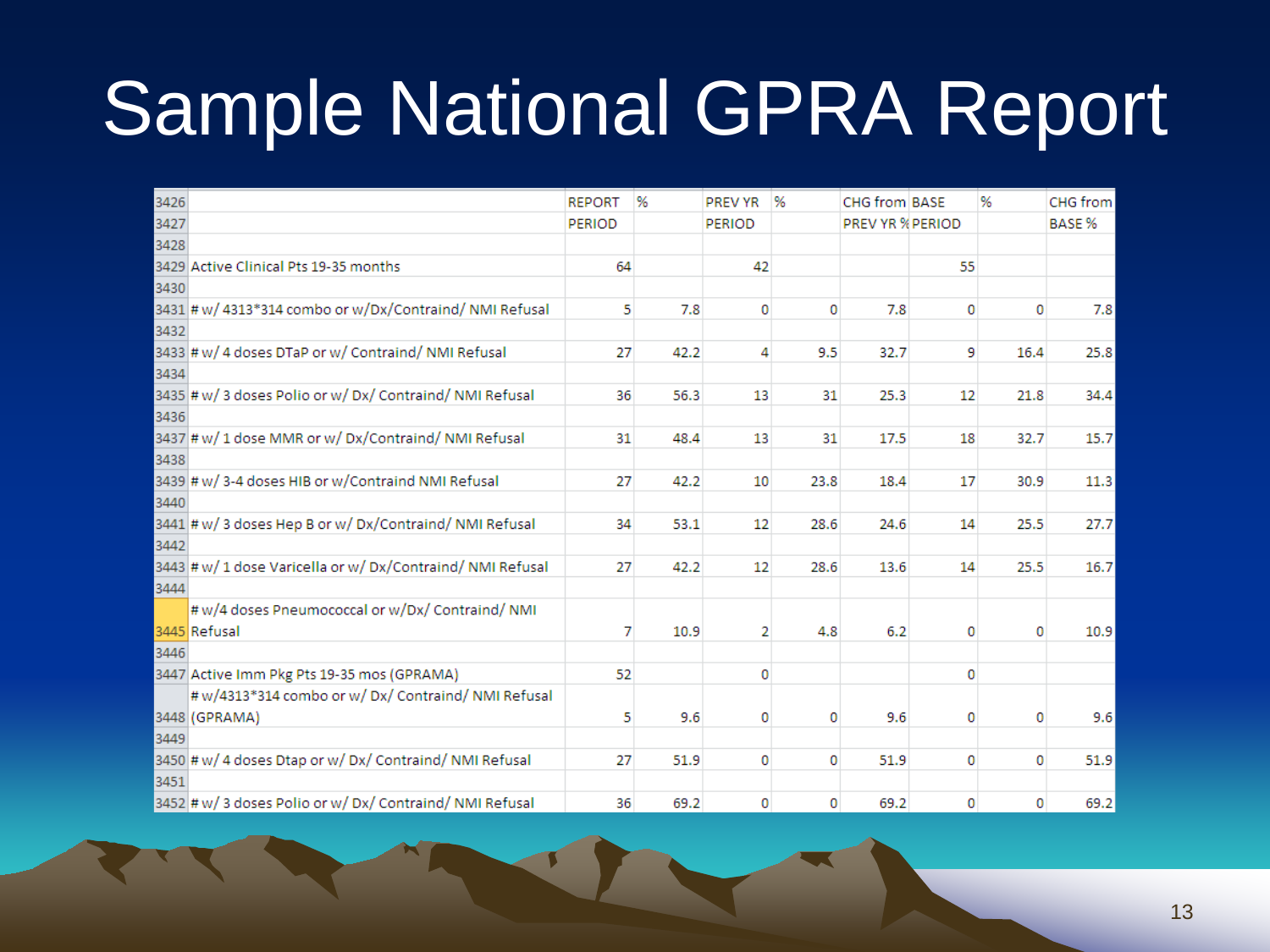# Sample National GPRA Report

| | | REPORT PERIOD | % | PREV YR PERIOD | % | CHG from PREV YR % | BASE PERIOD | % | CHG from BASE % |
|---|---|---|---|---|---|---|---|---|---|
| 3426 | | | | | | | | | |
| 3427 | | | | | | | | | |
| 3428 | | | | | | | | | |
| 3429 | Active Clinical Pts 19-35 months | 64 | | 42 | | | 55 | | |
| 3430 | | | | | | | | | |
| 3431 | # w/ 4313*314 combo or w/Dx/Contraind/ NMI Refusal | 5 | 7.8 | 0 | 0 | 7.8 | 0 | 0 | 7.8 |
| 3432 | | | | | | | | | |
| 3433 | # w/ 4 doses DTaP or w/ Contraind/ NMI Refusal | 27 | 42.2 | 4 | 9.5 | 32.7 | 9 | 16.4 | 25.8 |
| 3434 | | | | | | | | | |
| 3435 | # w/ 3 doses Polio or w/ Dx/ Contraind/ NMI Refusal | 36 | 56.3 | 13 | 31 | 25.3 | 12 | 21.8 | 34.4 |
| 3436 | | | | | | | | | |
| 3437 | # w/ 1 dose MMR or w/ Dx/Contraind/ NMI Refusal | 31 | 48.4 | 13 | 31 | 17.5 | 18 | 32.7 | 15.7 |
| 3438 | | | | | | | | | |
| 3439 | # w/ 3-4 doses HIB or w/Contraind NMI Refusal | 27 | 42.2 | 10 | 23.8 | 18.4 | 17 | 30.9 | 11.3 |
| 3440 | | | | | | | | | |
| 3441 | # w/ 3 doses Hep B or w/ Dx/Contraind/ NMI Refusal | 34 | 53.1 | 12 | 28.6 | 24.6 | 14 | 25.5 | 27.7 |
| 3442 | | | | | | | | | |
| 3443 | # w/ 1 dose Varicella or w/ Dx/Contraind/ NMI Refusal | 27 | 42.2 | 12 | 28.6 | 13.6 | 14 | 25.5 | 16.7 |
| 3444 | | | | | | | | | |
| 3445 | # w/4 doses Pneumococcal or w/Dx/ Contraind/ NMI Refusal | 7 | 10.9 | 2 | 4.8 | 6.2 | 0 | 0 | 10.9 |
| 3446 | | | | | | | | | |
| 3447 | Active Imm Pkg Pts 19-35 mos (GPRAMA) | 52 | | 0 | | | 0 | | |
| 3448 | # w/4313*314 combo or w/ Dx/ Contraind/ NMI Refusal (GPRAMA) | 5 | 9.6 | 0 | 0 | 9.6 | 0 | 0 | 9.6 |
| 3449 | | | | | | | | | |
| 3450 | # w/ 4 doses Dtap or w/ Dx/ Contraind/ NMI Refusal | 27 | 51.9 | 0 | 0 | 51.9 | 0 | 0 | 51.9 |
| 3451 | | | | | | | | | |
| 3452 | # w/ 3 doses Polio or w/ Dx/ Contraind/ NMI Refusal | 36 | 69.2 | 0 | 0 | 69.2 | 0 | 0 | 69.2 |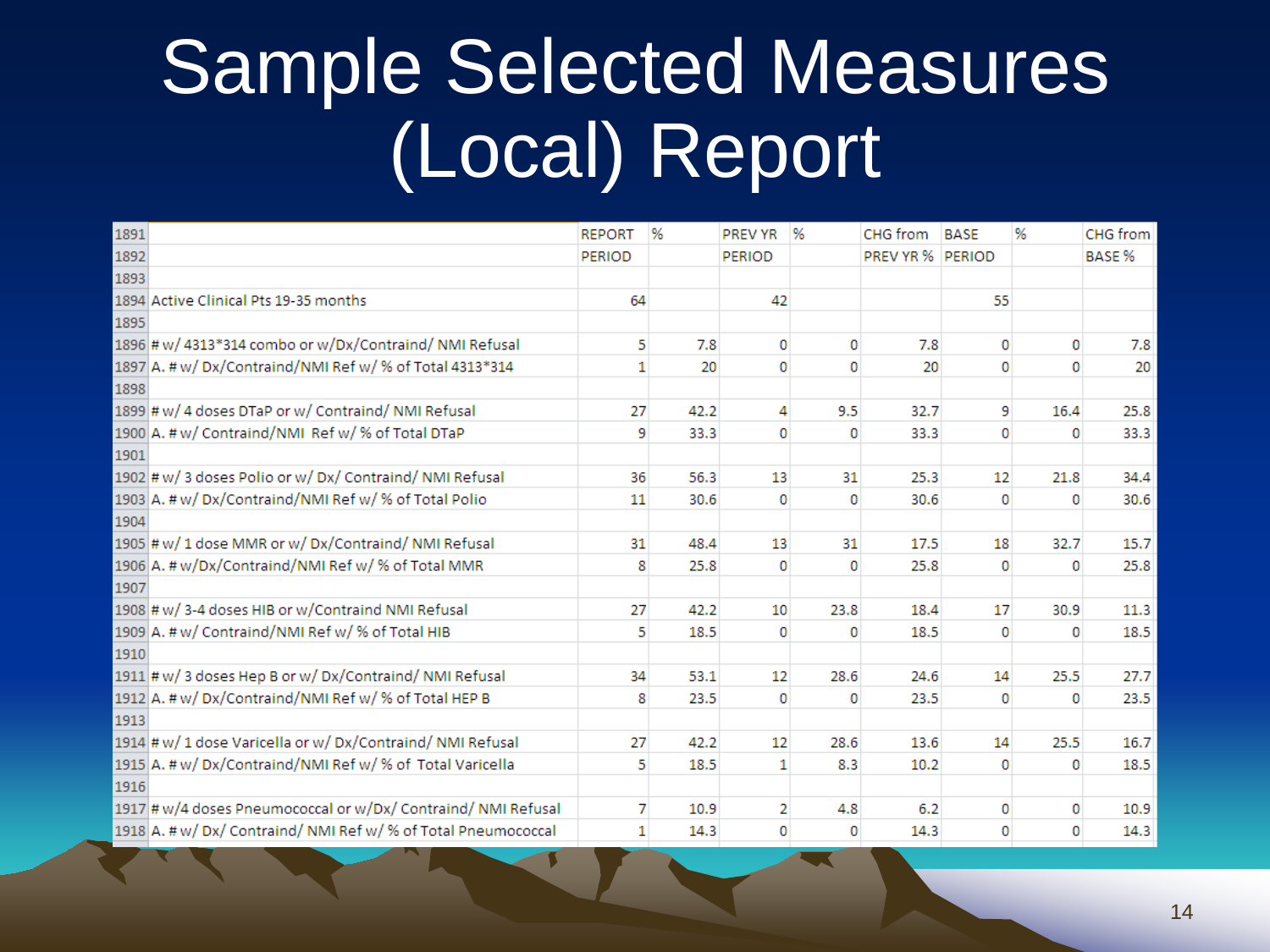# Sample Selected Measures (Local) Report

| | | REPORT PERIOD | % | PREV YR PERIOD | % | CHG from PREV YR % | BASE PERIOD | % | CHG from BASE % |
|---|---|---|---|---|---|---|---|---|---|
| 1891 | | | | | | | | | |
| 1892 | | | | | | | | | |
| 1893 | | | | | | | | | |
| 1894 | Active Clinical Pts 19-35 months | 64 | | 42 | | | 55 | | |
| 1895 | | | | | | | | | |
| 1896 | # w/ 4313*314 combo or w/Dx/Contraind/ NMI Refusal | 5 | 7.8 | 0 | 0 | 7.8 | 0 | 0 | 7.8 |
| 1897 | A. # w/ Dx/Contraind/NMI Ref w/ % of Total 4313*314 | 1 | 20 | 0 | 0 | 20 | 0 | 0 | 20 |
| 1898 | | | | | | | | | |
| 1899 | # w/ 4 doses DTaP or w/ Contraind/ NMI Refusal | 27 | 42.2 | 4 | 9.5 | 32.7 | 9 | 16.4 | 25.8 |
| 1900 | A. # w/ Contraind/NMI Ref w/ % of Total DTaP | 9 | 33.3 | 0 | 0 | 33.3 | 0 | 0 | 33.3 |
| 1901 | | | | | | | | | |
| 1902 | # w/ 3 doses Polio or w/ Dx/ Contraind/ NMI Refusal | 36 | 56.3 | 13 | 31 | 25.3 | 12 | 21.8 | 34.4 |
| 1903 | A. # w/ Dx/Contraind/NMI Ref w/ % of Total Polio | 11 | 30.6 | 0 | 0 | 30.6 | 0 | 0 | 30.6 |
| 1904 | | | | | | | | | |
| 1905 | # w/ 1 dose MMR or w/ Dx/Contraind/ NMI Refusal | 31 | 48.4 | 13 | 31 | 17.5 | 18 | 32.7 | 15.7 |
| 1906 | A. # w/Dx/Contraind/NMI Ref w/ % of Total MMR | 8 | 25.8 | 0 | 0 | 25.8 | 0 | 0 | 25.8 |
| 1907 | | | | | | | | | |
| 1908 | # w/ 3-4 doses HIB or w/Contraind NMI Refusal | 27 | 42.2 | 10 | 23.8 | 18.4 | 17 | 30.9 | 11.3 |
| 1909 | A. # w/ Contraind/NMI Ref w/ % of Total HIB | 5 | 18.5 | 0 | 0 | 18.5 | 0 | 0 | 18.5 |
| 1910 | | | | | | | | | |
| 1911 | # w/ 3 doses Hep B or w/ Dx/Contraind/ NMI Refusal | 34 | 53.1 | 12 | 28.6 | 24.6 | 14 | 25.5 | 27.7 |
| 1912 | A. # w/ Dx/Contraind/NMI Ref w/ % of Total HEP B | 8 | 23.5 | 0 | 0 | 23.5 | 0 | 0 | 23.5 |
| 1913 | | | | | | | | | |
| 1914 | # w/ 1 dose Varicella or w/ Dx/Contraind/ NMI Refusal | 27 | 42.2 | 12 | 28.6 | 13.6 | 14 | 25.5 | 16.7 |
| 1915 | A. # w/ Dx/Contraind/NMI Ref w/ % of Total Varicella | 5 | 18.5 | 1 | 8.3 | 10.2 | 0 | 0 | 18.5 |
| 1916 | | | | | | | | | |
| 1917 | # w/4 doses Pneumococcal or w/Dx/ Contraind/ NMI Refusal | 7 | 10.9 | 2 | 4.8 | 6.2 | 0 | 0 | 10.9 |
| 1918 | A. # w/ Dx/ Contraind/ NMI Ref w/ % of Total Pneumococcal | 1 | 14.3 | 0 | 0 | 14.3 | 0 | 0 | 14.3 |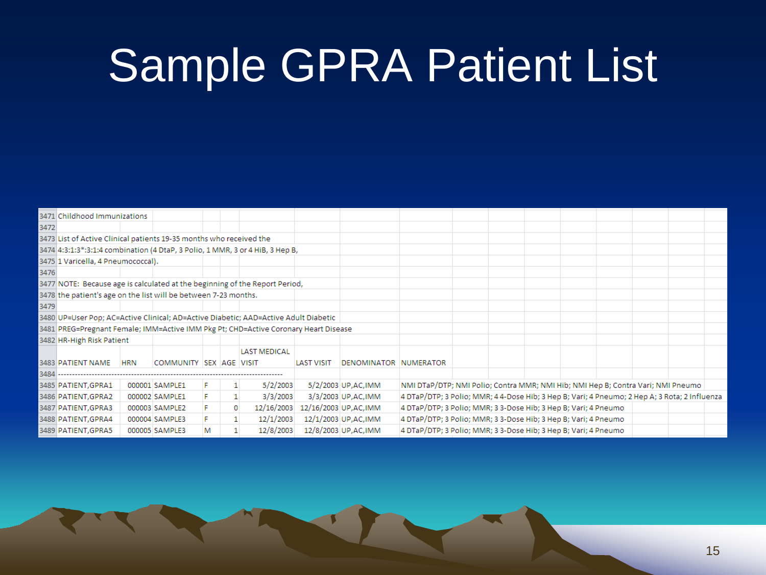# Sample GPRA Patient List

| | | | | | | | | | |
|---|---|---|---|---|---|---|---|---|---|
| 3471 | Childhood Immunizations | | | | | | | | |
| 3472 | | | | | | | | | |
| 3473 | List of Active Clinical patients 19-35 months who received the | | | | | | | | |
| 3474 | 4:3:1:3*:3:1:4 combination (4 DtaP, 3 Polio, 1 MMR, 3 or 4 HiB, 3 Hep B, | | | | | | | | |
| 3475 | 1 Varicella, 4 Pneumococcal). | | | | | | | | |
| 3476 | | | | | | | | | |
| 3477 | NOTE: Because age is calculated at the beginning of the Report Period, | | | | | | | | |
| 3478 | the patient's age on the list will be between 7-23 months. | | | | | | | | |
| 3479 | | | | | | | | | |
| 3480 | UP=User Pop; AC=Active Clinical; AD=Active Diabetic; AAD=Active Adult Diabetic | | | | | | | | |
| 3481 | PREG=Pregnant Female; IMM=Active IMM Pkg Pt; CHD=Active Coronary Heart Disease | | | | | | | | |
| 3482 | HR-High Risk Patient | | | | | | | | |
| 3483 | PATIENT NAME | HRN | COMMUNITY | SEX | AGE | LAST MEDICAL VISIT | LAST VISIT | DENOMINATOR | NUMERATOR |
| 3484 | ------------------------------------------------------------------------------ | | | | | | | | |
| 3485 | PATIENT,GPRA1 | 000001 | SAMPLE1 | F | 1 | 5/2/2003 | 5/2/2003 | UP,AC,IMM | NMI DTaP/DTP; NMI Polio; Contra MMR; NMI Hib; NMI Hep B; Contra Vari; NMI Pneumo |
| 3486 | PATIENT,GPRA2 | 000002 | SAMPLE1 | F | 1 | 3/3/2003 | 3/3/2003 | UP,AC,IMM | 4 DTaP/DTP; 3 Polio; MMR; 4 4-Dose Hib; 3 Hep B; Vari; 4 Pneumo; 2 Hep A; 3 Rota; 2 Influenza |
| 3487 | PATIENT,GPRA3 | 000003 | SAMPLE2 | F | 0 | 12/16/2003 | 12/16/2003 | UP,AC,IMM | 4 DTaP/DTP; 3 Polio; MMR; 3 3-Dose Hib; 3 Hep B; Vari; 4 Pneumo |
| 3488 | PATIENT,GPRA4 | 000004 | SAMPLE3 | F | 1 | 12/1/2003 | 12/1/2003 | UP,AC,IMM | 4 DTaP/DTP; 3 Polio; MMR; 3 3-Dose Hib; 3 Hep B; Vari; 4 Pneumo |
| 3489 | PATIENT,GPRA5 | 000005 | SAMPLE3 | M | 1 | 12/8/2003 | 12/8/2003 | UP,AC,IMM | 4 DTaP/DTP; 3 Polio; MMR; 3 3-Dose Hib; 3 Hep B; Vari; 4 Pneumo |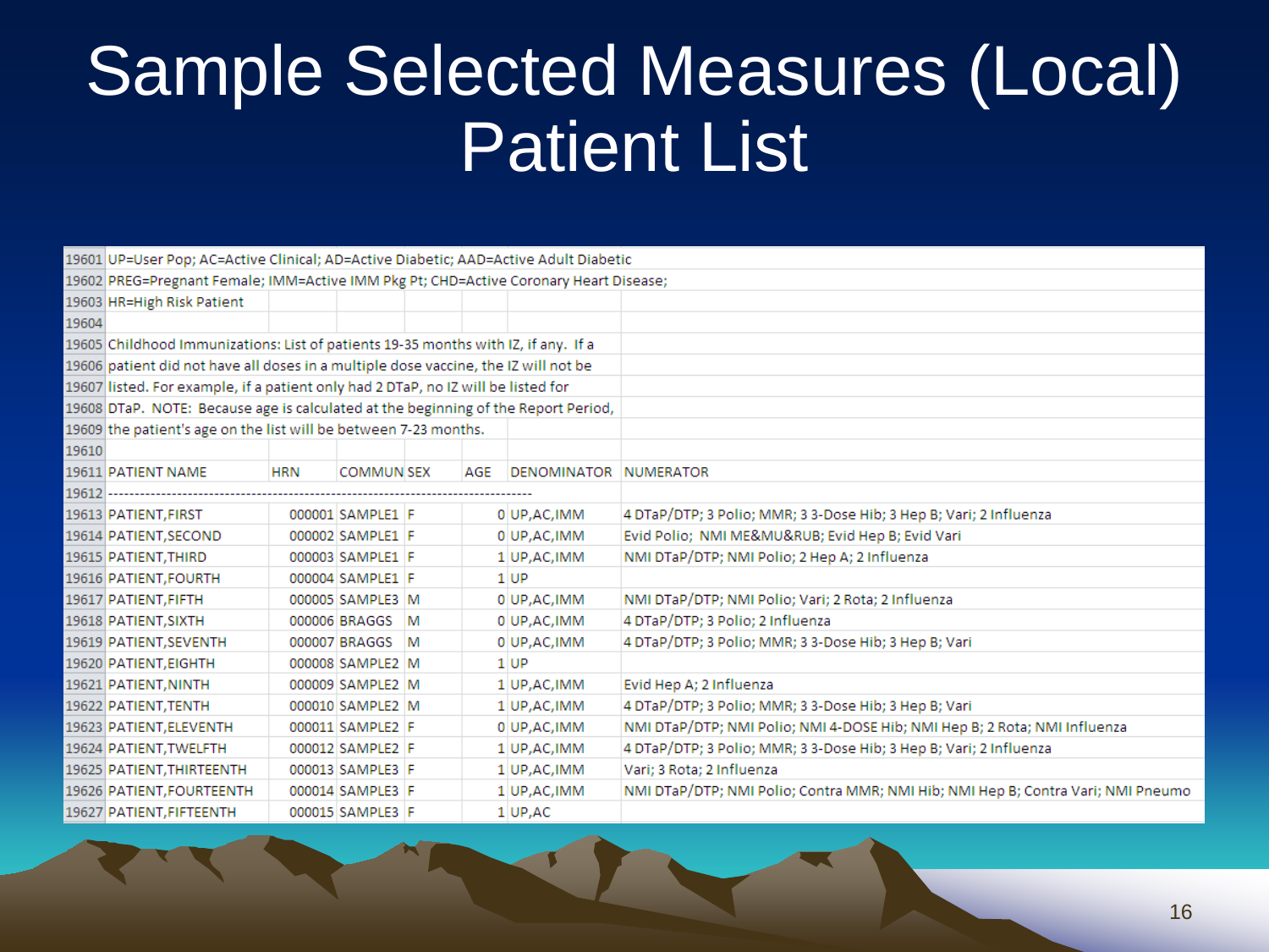# Sample Selected Measures (Local) Patient List

| | | | | | | | |
|---|---|---|---|---|---|---|---|
| 19601 | UP=User Pop; AC=Active Clinical; AD=Active Diabetic; AAD=Active Adult Diabetic | | | | | | |
| 19602 | PREG=Pregnant Female; IMM=Active IMM Pkg Pt; CHD=Active Coronary Heart Disease; | | | | | | |
| 19603 | HR=High Risk Patient | | | | | | |
| 19604 | | | | | | | |
| 19605 | Childhood Immunizations: List of patients 19-35 months with IZ, if any. If a | | | | | | |
| 19606 | patient did not have all doses in a multiple dose vaccine, the IZ will not be | | | | | | |
| 19607 | listed. For example, if a patient only had 2 DTaP, no IZ will be listed for | | | | | | |
| 19608 | DTaP. NOTE: Because age is calculated at the beginning of the Report Period, | | | | | | |
| 19609 | the patient's age on the list will be between 7-23 months. | | | | | | |
| 19610 | | | | | | | |
| 19611 | PATIENT NAME | HRN | COMMUN | SEX | AGE | DENOMINATOR | NUMERATOR |
| 19612 | ------------------------------------------------------------------------------- | | | | | | |
| 19613 | PATIENT,FIRST | 000001 | SAMPLE1 | F | 0 | UP,AC,IMM | 4 DTaP/DTP; 3 Polio; MMR; 3 3-Dose Hib; 3 Hep B; Vari; 2 Influenza |
| 19614 | PATIENT,SECOND | 000002 | SAMPLE1 | F | 0 | UP,AC,IMM | Evid Polio; NMI ME&MU&RUB; Evid Hep B; Evid Vari |
| 19615 | PATIENT,THIRD | 000003 | SAMPLE1 | F | 1 | UP,AC,IMM | NMI DTaP/DTP; NMI Polio; 2 Hep A; 2 Influenza |
| 19616 | PATIENT,FOURTH | 000004 | SAMPLE1 | F | 1 | UP | |
| 19617 | PATIENT,FIFTH | 000005 | SAMPLE3 | M | 0 | UP,AC,IMM | NMI DTaP/DTP; NMI Polio; Vari; 2 Rota; 2 Influenza |
| 19618 | PATIENT,SIXTH | 000006 | BRAGGS | M | 0 | UP,AC,IMM | 4 DTaP/DTP; 3 Polio; 2 Influenza |
| 19619 | PATIENT,SEVENTH | 000007 | BRAGGS | M | 0 | UP,AC,IMM | 4 DTaP/DTP; 3 Polio; MMR; 3 3-Dose Hib; 3 Hep B; Vari |
| 19620 | PATIENT,EIGHTH | 000008 | SAMPLE2 | M | 1 | UP | |
| 19621 | PATIENT,NINTH | 000009 | SAMPLE2 | M | 1 | UP,AC,IMM | Evid Hep A; 2 Influenza |
| 19622 | PATIENT,TENTH | 000010 | SAMPLE2 | M | 1 | UP,AC,IMM | 4 DTaP/DTP; 3 Polio; MMR; 3 3-Dose Hib; 3 Hep B; Vari |
| 19623 | PATIENT,ELEVENTH | 000011 | SAMPLE2 | F | 0 | UP,AC,IMM | NMI DTaP/DTP; NMI Polio; NMI 4-DOSE Hib; NMI Hep B; 2 Rota; NMI Influenza |
| 19624 | PATIENT,TWELFTH | 000012 | SAMPLE2 | F | 1 | UP,AC,IMM | 4 DTaP/DTP; 3 Polio; MMR; 3 3-Dose Hib; 3 Hep B; Vari; 2 Influenza |
| 19625 | PATIENT,THIRTEENTH | 000013 | SAMPLE3 | F | 1 | UP,AC,IMM | Vari; 3 Rota; 2 Influenza |
| 19626 | PATIENT,FOURTEENTH | 000014 | SAMPLE3 | F | 1 | UP,AC,IMM | NMI DTaP/DTP; NMI Polio; Contra MMR; NMI Hib; NMI Hep B; Contra Vari; NMI Pneumo |
| 19627 | PATIENT,FIFTEENTH | 000015 | SAMPLE3 | F | 1 | UP,AC | |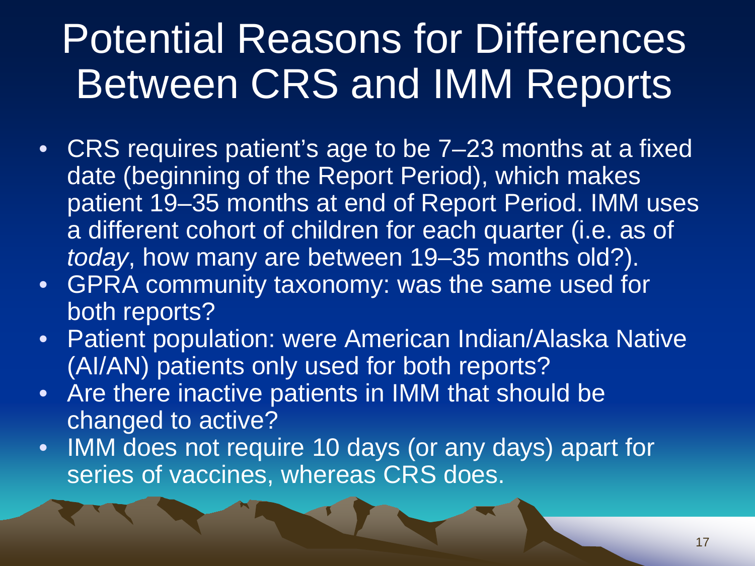# Potential Reasons for Differences Between CRS and IMM Reports

- CRS requires patient's age to be 7–23 months at a fixed date (beginning of the Report Period), which makes patient 19–35 months at end of Report Period. IMM uses a different cohort of children for each quarter (i.e. as of *today*, how many are between 19–35 months old?).
- GPRA community taxonomy: was the same used for both reports?
- Patient population: were American Indian/Alaska Native (AI/AN) patients only used for both reports?
- Are there inactive patients in IMM that should be changed to active?
- IMM does not require 10 days (or any days) apart for series of vaccines, whereas CRS does.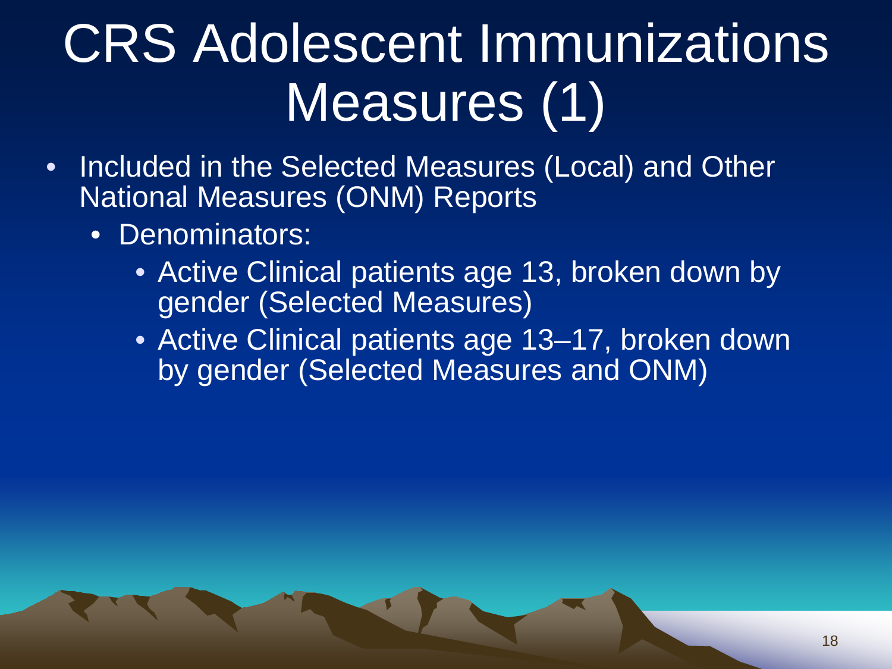# CRS Adolescent Immunizations Measures (1)

- Included in the Selected Measures (Local) and Other National Measures (ONM) Reports
  - Denominators:
    - Active Clinical patients age 13, broken down by gender (Selected Measures)
    - Active Clinical patients age 13–17, broken down by gender (Selected Measures and ONM)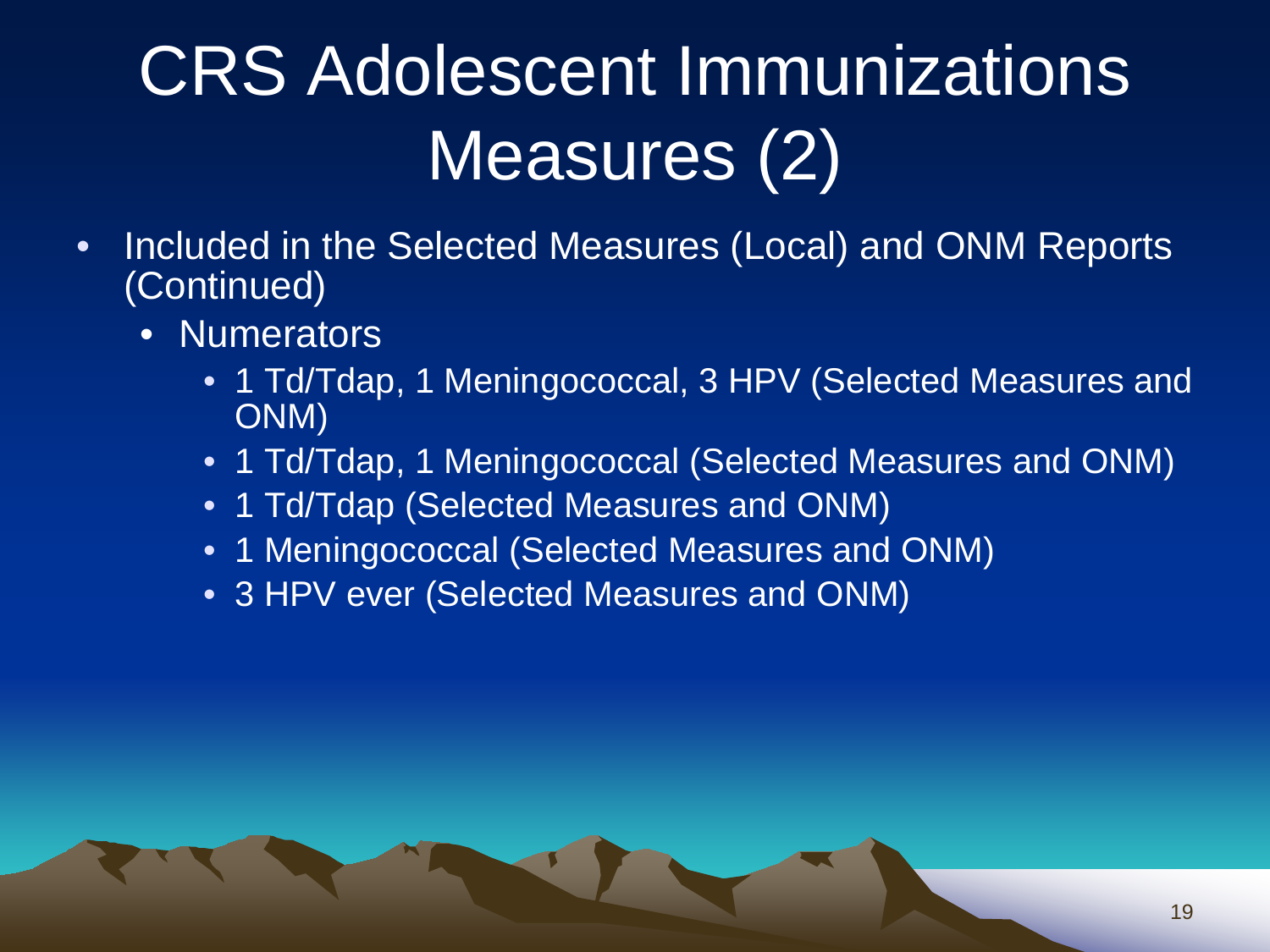# CRS Adolescent Immunizations Measures (2)

- Included in the Selected Measures (Local) and ONM Reports (Continued)
  - Numerators
    - 1 Td/Tdap, 1 Meningococcal, 3 HPV (Selected Measures and ONM)
    - 1 Td/Tdap, 1 Meningococcal (Selected Measures and ONM)
    - 1 Td/Tdap (Selected Measures and ONM)
    - 1 Meningococcal (Selected Measures and ONM)
    - 3 HPV ever (Selected Measures and ONM)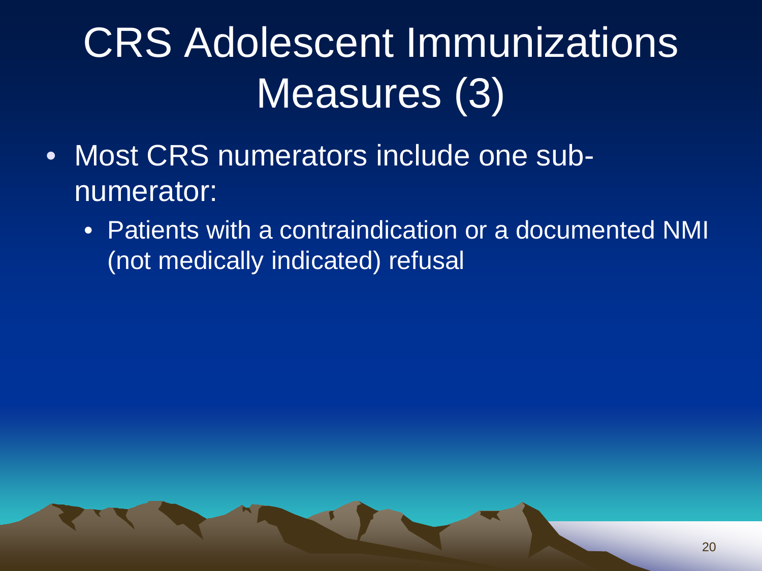# CRS Adolescent Immunizations Measures (3)

- Most CRS numerators include one sub-numerator:
  - Patients with a contraindication or a documented NMI (not medically indicated) refusal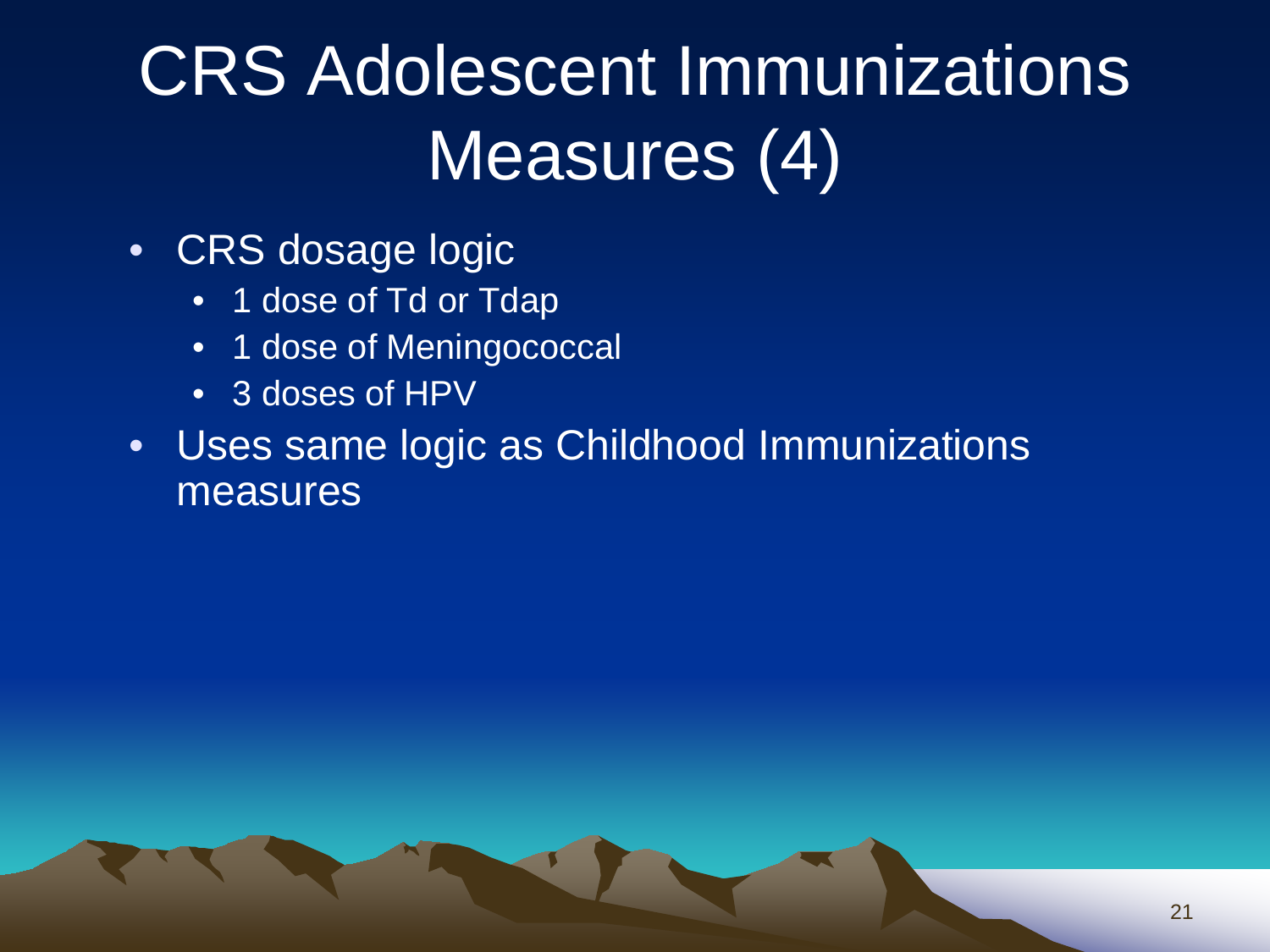# CRS Adolescent Immunizations Measures (4)

- CRS dosage logic
  - 1 dose of Td or Tdap
  - 1 dose of Meningococcal
  - 3 doses of HPV
- Uses same logic as Childhood Immunizations measures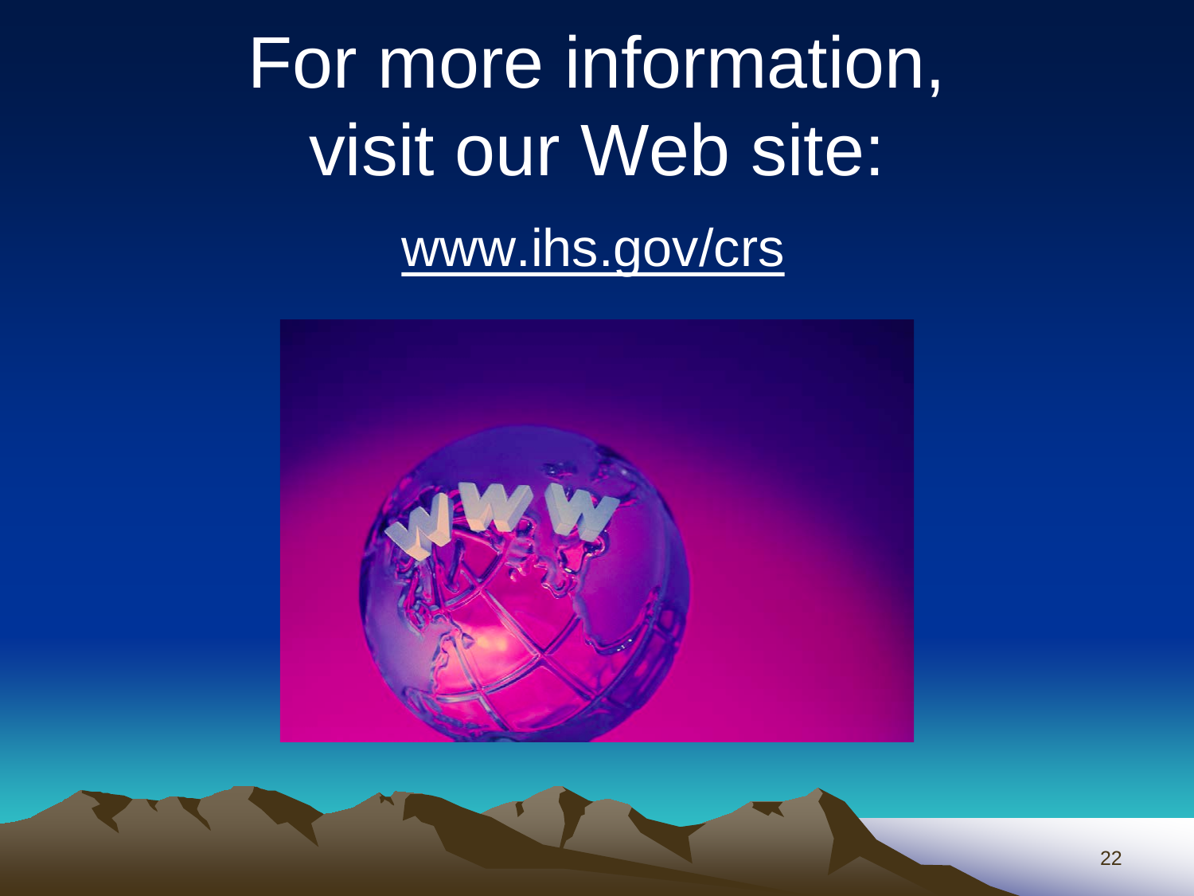# For more information, visit our Web site:

www.ihs.gov/crs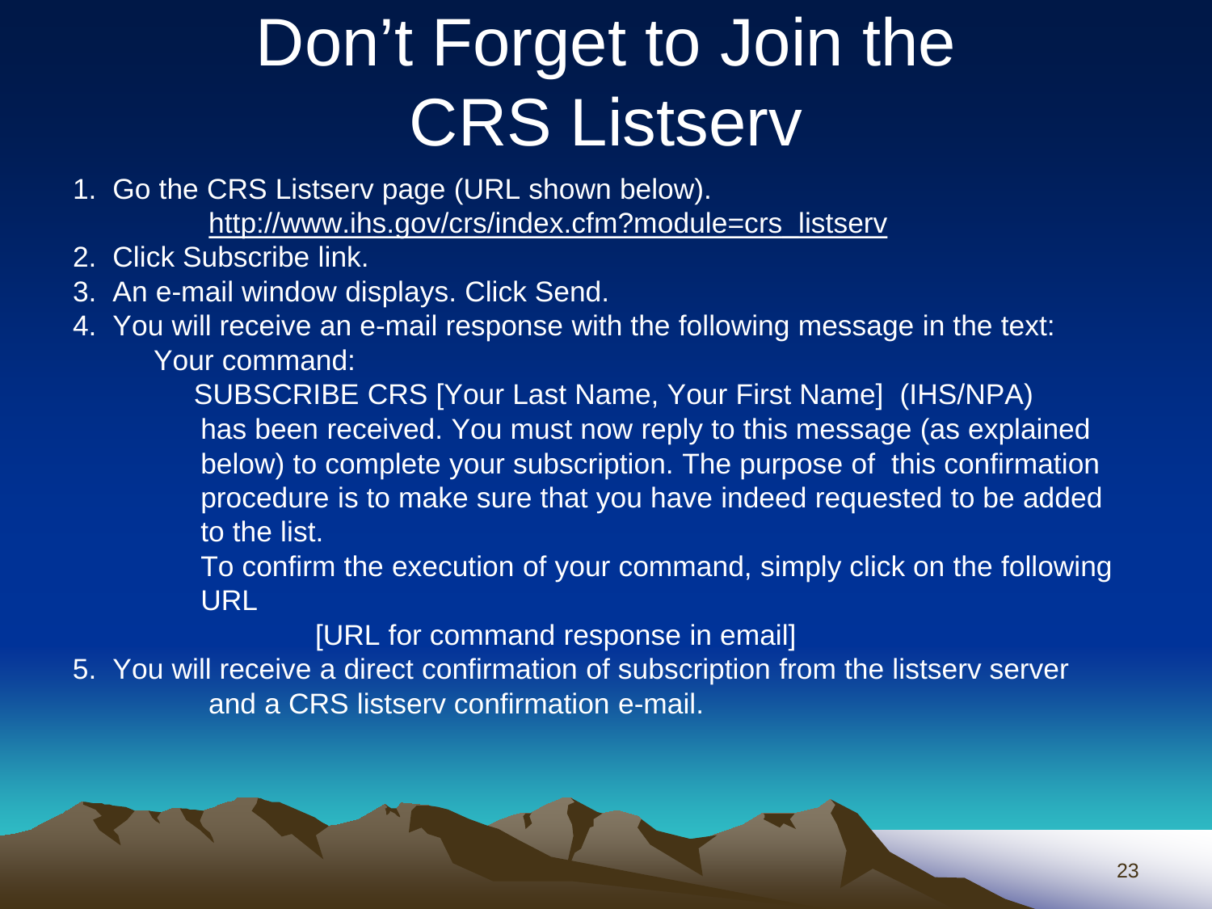# Don't Forget to Join the CRS Listserv

1. Go the CRS Listserv page (URL shown below).

   http://www.ihs.gov/crs/index.cfm?module=crs_listserv
2. Click Subscribe link.
3. An e-mail window displays. Click Send.
4. You will receive an e-mail response with the following message in the text:

   Your command:

   SUBSCRIBE CRS [Your Last Name, Your First Name] (IHS/NPA)

   has been received. You must now reply to this message (as explained below) to complete your subscription. The purpose of this confirmation procedure is to make sure that you have indeed requested to be added to the list.

   To confirm the execution of your command, simply click on the following URL

   [URL for command response in email]
5. You will receive a direct confirmation of subscription from the listserv server and a CRS listserv confirmation e-mail.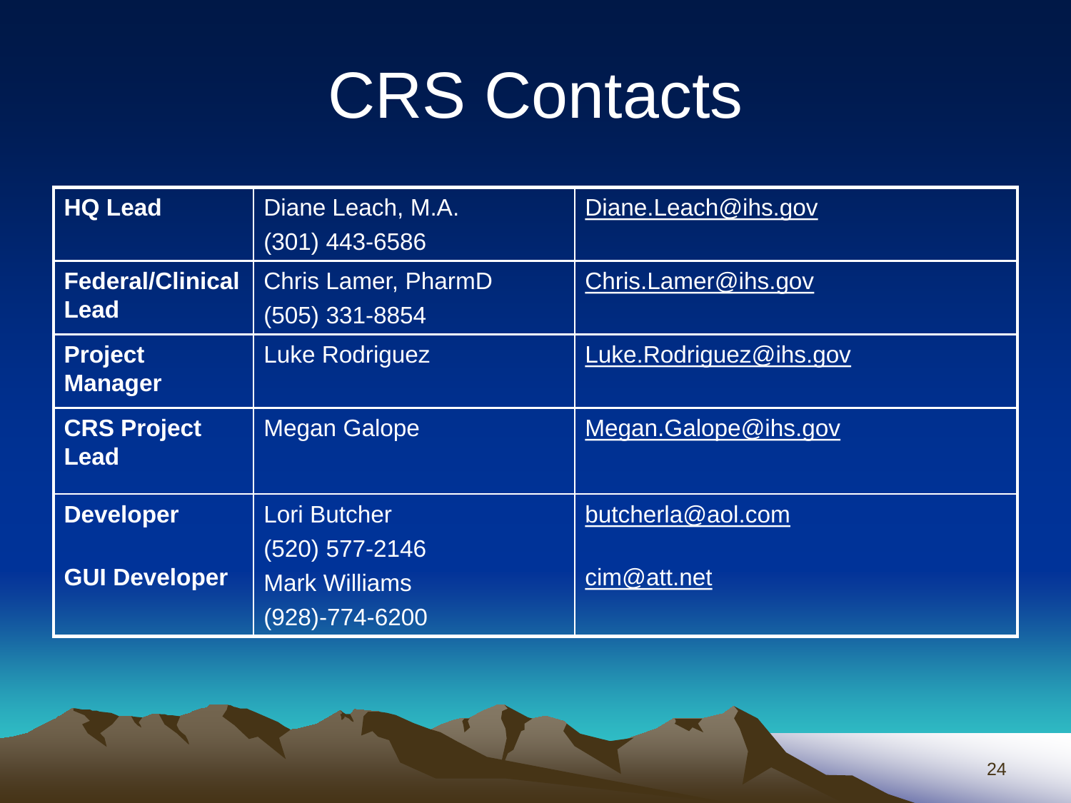# CRS Contacts

| | | |
|---|---|---|
| **HQ Lead** | Diane Leach, M.A.<br>(301) 443-6586 | Diane.Leach@ihs.gov |
| **Federal/Clinical Lead** | Chris Lamer, PharmD<br>(505) 331-8854 | Chris.Lamer@ihs.gov |
| **Project Manager** | Luke Rodriguez | Luke.Rodriguez@ihs.gov |
| **CRS Project Lead** | Megan Galope | Megan.Galope@ihs.gov |
| **Developer**<br><br>**GUI Developer** | Lori Butcher<br>(520) 577-2146<br>Mark Williams<br>(928)-774-6200 | butcherla@aol.com<br><br>cim@att.net |